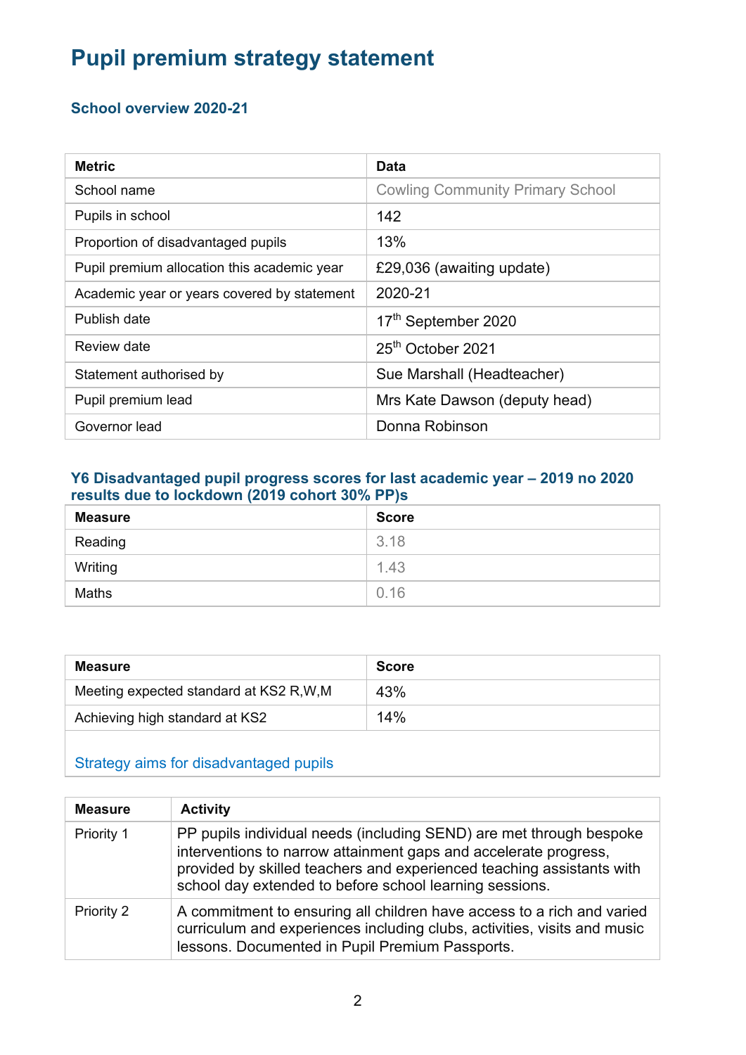# Pupil premium strategy statement

## School overview 2020-21

| Metric | Data |
| --- | --- |
| School name | Cowling Community Primary School |
| Pupils in school | 142 |
| Proportion of disadvantaged pupils | 13% |
| Pupil premium allocation this academic year | £29,036 (awaiting update) |
| Academic year or years covered by statement | 2020-21 |
| Publish date | 17th September 2020 |
| Review date | 25th October 2021 |
| Statement authorised by | Sue Marshall (Headteacher) |
| Pupil premium lead | Mrs Kate Dawson (deputy head) |
| Governor lead | Donna Robinson |

## Y6 Disadvantaged pupil progress scores for last academic year – 2019 no 2020 results due to lockdown (2019 cohort 30% PP)s

| Measure | Score |
| --- | --- |
| Reading | 3.18 |
| Writing | 1.43 |
| Maths | 0.16 |

| Measure | Score |
| --- | --- |
| Meeting expected standard at KS2 R,W,M | 43% |
| Achieving high standard at KS2 | 14% |

## Strategy aims for disadvantaged pupils

| Measure | Activity |
| --- | --- |
| Priority 1 | PP pupils individual needs (including SEND) are met through bespoke interventions to narrow attainment gaps and accelerate progress, provided by skilled teachers and experienced teaching assistants with school day extended to before school learning sessions. |
| Priority 2 | A commitment to ensuring all children have access to a rich and varied curriculum and experiences including clubs, activities, visits and music lessons. Documented in Pupil Premium Passports. |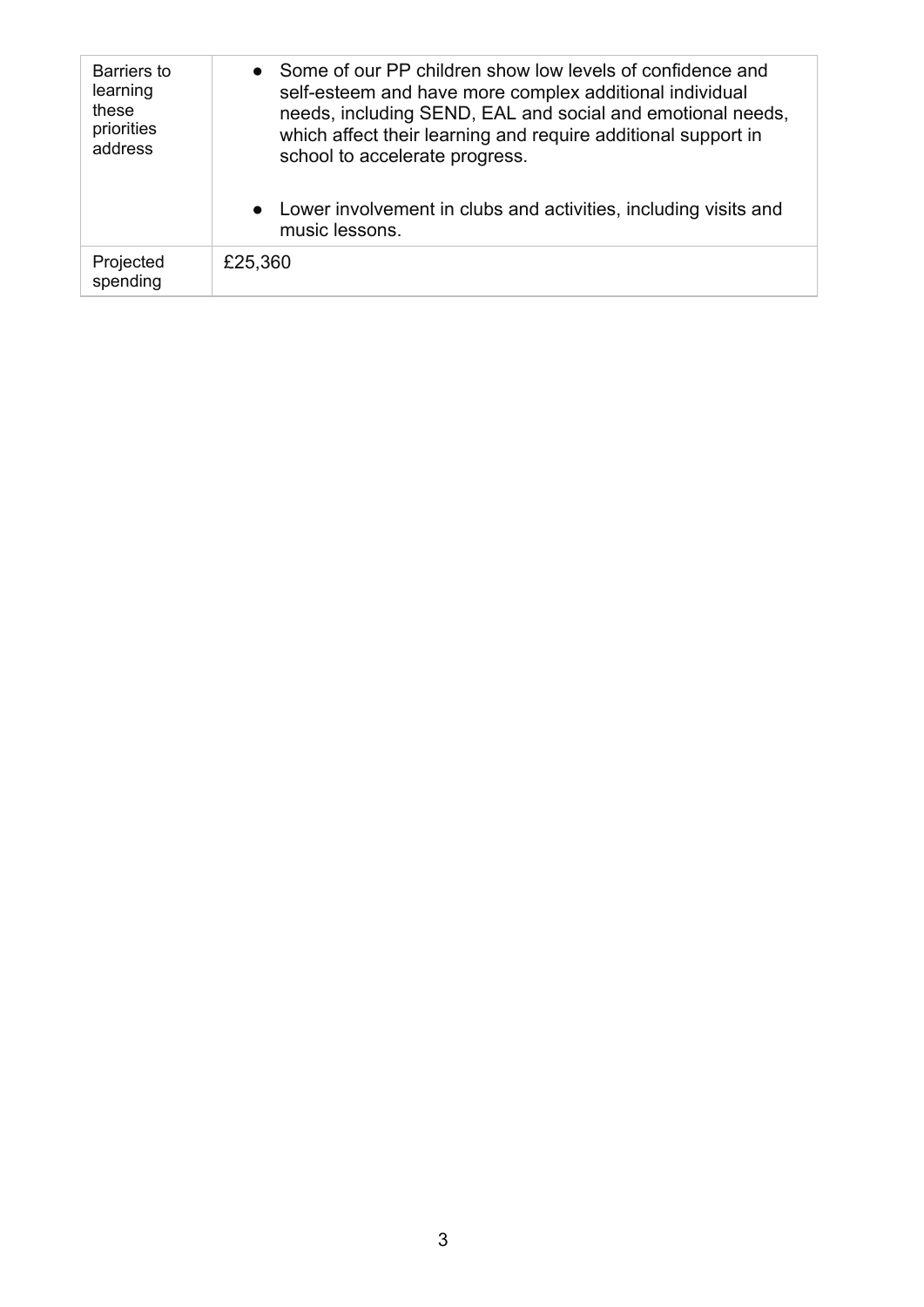| Barriers to learning these priorities address | <ul><li>Some of our PP children show low levels of confidence and self-esteem and have more complex additional individual needs, including SEND, EAL and social and emotional needs, which affect their learning and require additional support in school to accelerate progress.</li><li>Lower involvement in clubs and activities, including visits and music lessons.</li></ul> |
|---|---|
| Projected spending | £25,360 |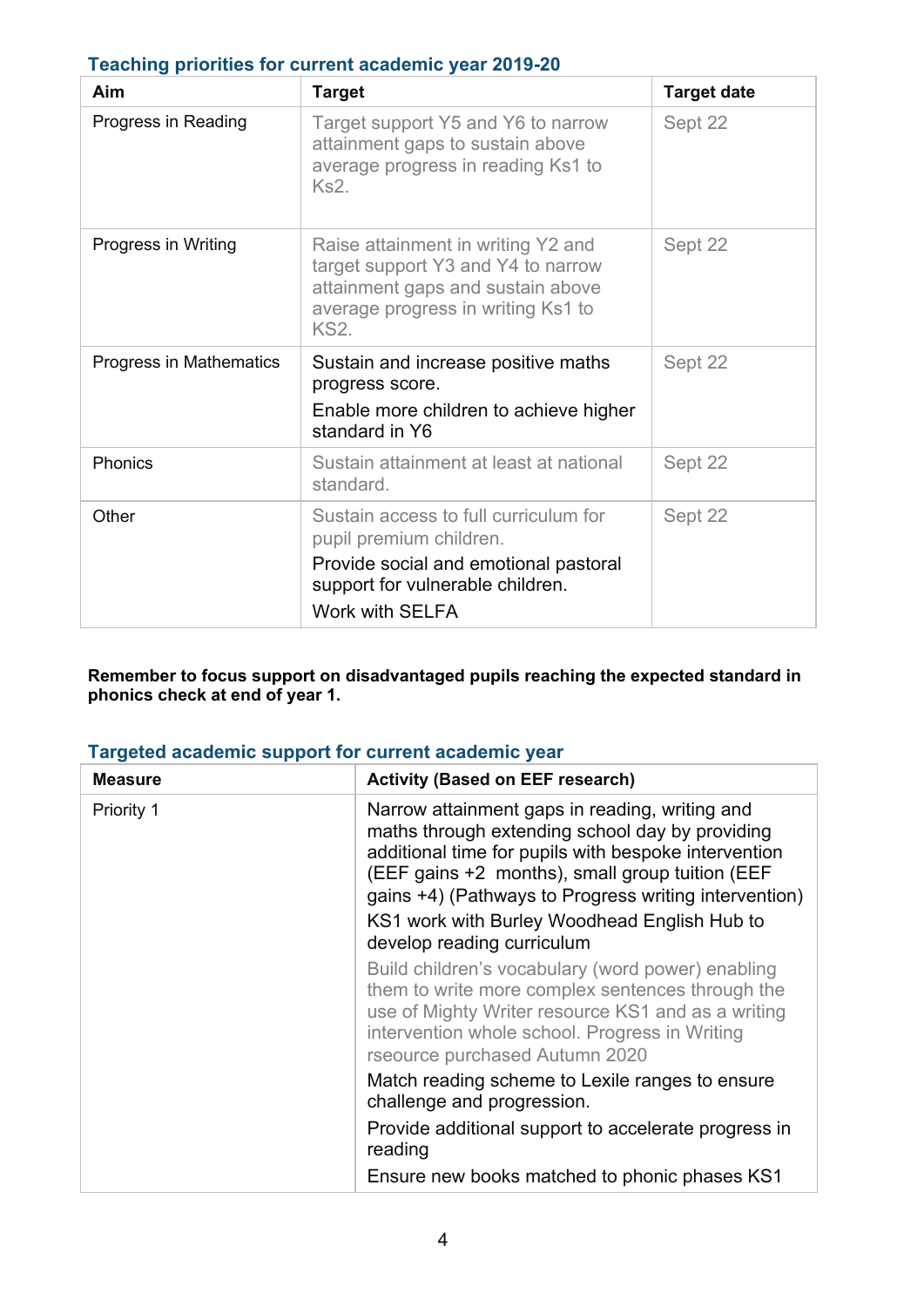### Teaching priorities for current academic year 2019-20

| Aim | Target | Target date |
|---|---|---|
| Progress in Reading | Target support Y5 and Y6 to narrow attainment gaps to sustain above average progress in reading Ks1 to Ks2. | Sept 22 |
| Progress in Writing | Raise attainment in writing Y2 and target support Y3 and Y4 to narrow attainment gaps and sustain above average progress in writing Ks1 to KS2. | Sept 22 |
| Progress in Mathematics | Sustain and increase positive maths progress score.<br>Enable more children to achieve higher standard in Y6 | Sept 22 |
| Phonics | Sustain attainment at least at national standard. | Sept 22 |
| Other | Sustain access to full curriculum for pupil premium children.<br>Provide social and emotional pastoral support for vulnerable children.<br>Work with SELFA | Sept 22 |

**Remember to focus support on disadvantaged pupils reaching the expected standard in phonics check at end of year 1.**

### Targeted academic support for current academic year

| Measure | Activity (Based on EEF research) |
|---|---|
| Priority 1 | Narrow attainment gaps in reading, writing and maths through extending school day by providing additional time for pupils with bespoke intervention (EEF gains +2 months), small group tuition (EEF gains +4) (Pathways to Progress writing intervention)<br>KS1 work with Burley Woodhead English Hub to develop reading curriculum<br>Build children's vocabulary (word power) enabling them to write more complex sentences through the use of Mighty Writer resource KS1 and as a writing intervention whole school. Progress in Writing rseource purchased Autumn 2020<br>Match reading scheme to Lexile ranges to ensure challenge and progression.<br>Provide additional support to accelerate progress in reading<br>Ensure new books matched to phonic phases KS1 |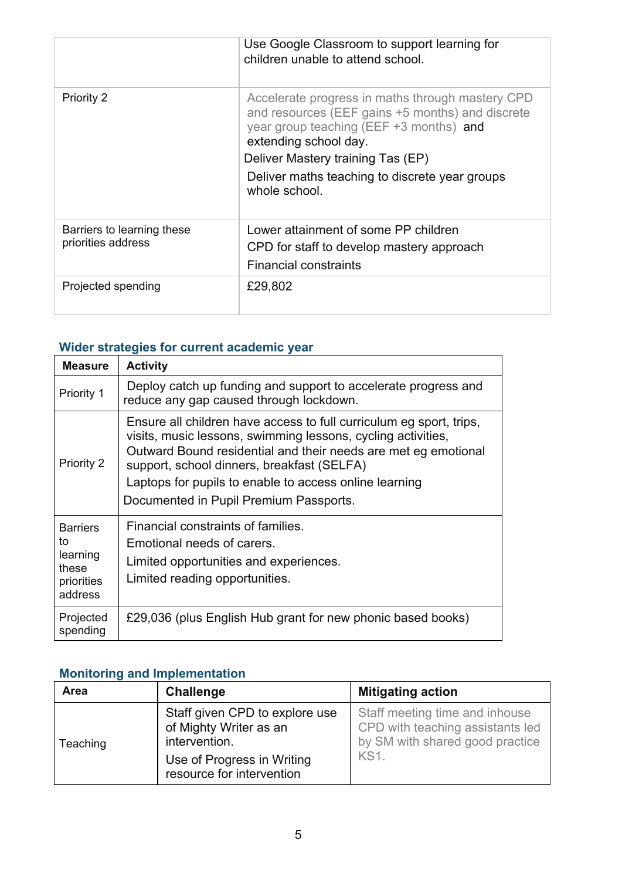| | |
|---|---|
| | Use Google Classroom to support learning for children unable to attend school. |
| Priority 2 | Accelerate progress in maths through mastery CPD and resources (EEF gains +5 months) and discrete year group teaching (EEF +3 months) and extending school day.<br>Deliver Mastery training Tas (EP)<br>Deliver maths teaching to discrete year groups whole school. |
| Barriers to learning these priorities address | Lower attainment of some PP children<br>CPD for staff to develop mastery approach<br>Financial constraints |
| Projected spending | £29,802 |

### Wider strategies for current academic year

| Measure | Activity |
|---|---|
| Priority 1 | Deploy catch up funding and support to accelerate progress and reduce any gap caused through lockdown. |
| Priority 2 | Ensure all children have access to full curriculum eg sport, trips, visits, music lessons, swimming lessons, cycling activities, Outward Bound residential and their needs are met eg emotional support, school dinners, breakfast (SELFA)<br>Laptops for pupils to enable to access online learning<br>Documented in Pupil Premium Passports. |
| Barriers to learning these priorities address | Financial constraints of families.<br>Emotional needs of carers.<br>Limited opportunities and experiences.<br>Limited reading opportunities. |
| Projected spending | £29,036 (plus English Hub grant for new phonic based books) |

### Monitoring and Implementation

| Area | Challenge | Mitigating action |
|---|---|---|
| Teaching | Staff given CPD to explore use of Mighty Writer as an intervention.<br>Use of Progress in Writing resource for intervention | Staff meeting time and inhouse CPD with teaching assistants led by SM with shared good practice KS1. |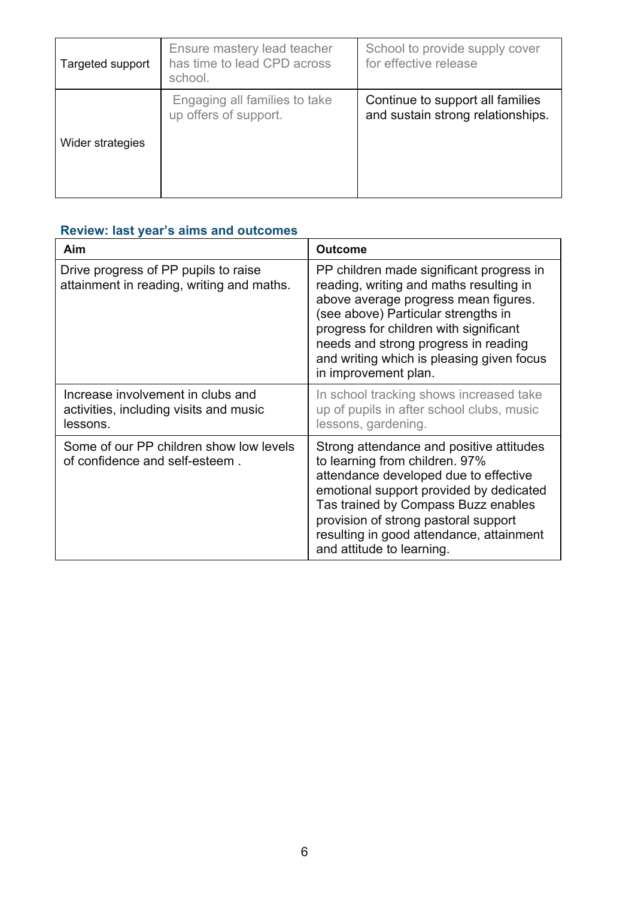| | | |
|---|---|---|
| Targeted support | Ensure mastery lead teacher has time to lead CPD across school. | School to provide supply cover for effective release |
| Wider strategies | Engaging all families to take up offers of support. | Continue to support all families and sustain strong relationships. |

## Review: last year's aims and outcomes

| Aim | Outcome |
|---|---|
| Drive progress of PP pupils to raise attainment in reading, writing and maths. | PP children made significant progress in reading, writing and maths resulting in above average progress mean figures. (see above) Particular strengths in progress for children with significant needs and strong progress in reading and writing which is pleasing given focus in improvement plan. |
| Increase involvement in clubs and activities, including visits and music lessons. | In school tracking shows increased take up of pupils in after school clubs, music lessons, gardening. |
| Some of our PP children show low levels of confidence and self-esteem . | Strong attendance and positive attitudes to learning from children. 97% attendance developed due to effective emotional support provided by dedicated Tas trained by Compass Buzz enables provision of strong pastoral support resulting in good attendance, attainment and attitude to learning. |